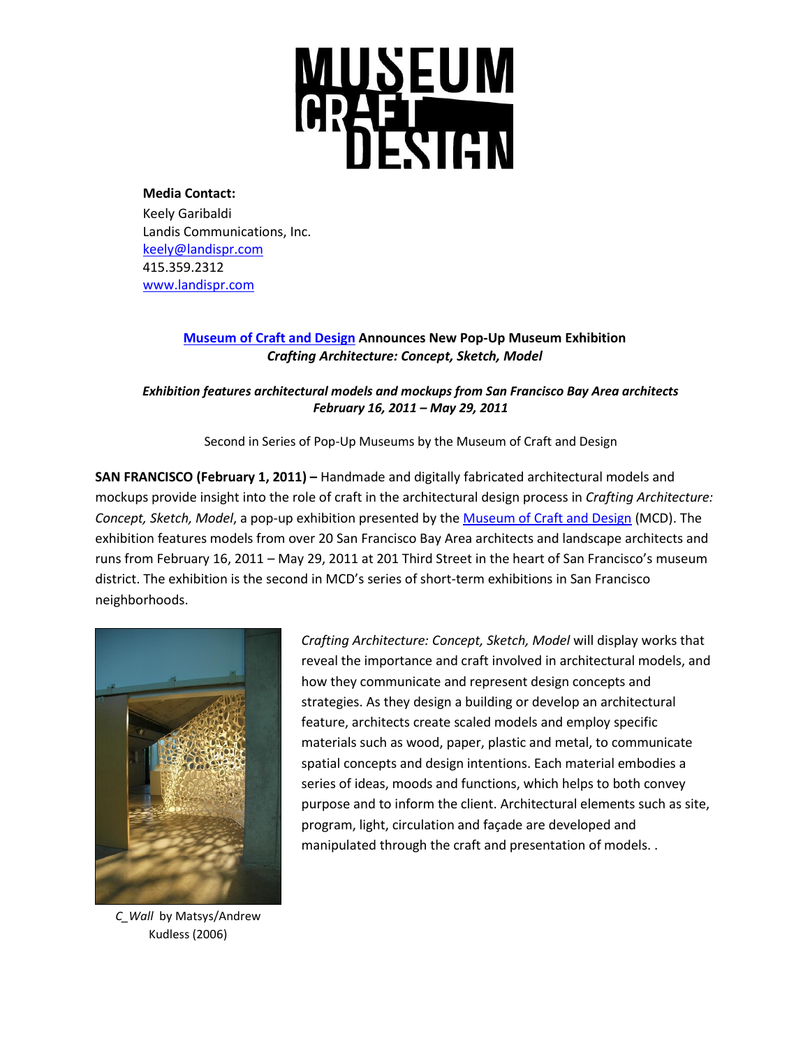MUSEUM CRAFT DESIGN

**Media Contact:**
Keely Garibaldi
Landis Communications, Inc.
keely@landispr.com
415.359.2312
www.landispr.com

**Museum of Craft and Design Announces New Pop-Up Museum Exhibition**
***Crafting Architecture: Concept, Sketch, Model***

***Exhibition features architectural models and mockups from San Francisco Bay Area architects***
***February 16, 2011 – May 29, 2011***

Second in Series of Pop-Up Museums by the Museum of Craft and Design

**SAN FRANCISCO (February 1, 2011) –** Handmade and digitally fabricated architectural models and mockups provide insight into the role of craft in the architectural design process in *Crafting Architecture: Concept, Sketch, Model*, a pop-up exhibition presented by the Museum of Craft and Design (MCD). The exhibition features models from over 20 San Francisco Bay Area architects and landscape architects and runs from February 16, 2011 – May 29, 2011 at 201 Third Street in the heart of San Francisco's museum district. The exhibition is the second in MCD's series of short-term exhibitions in San Francisco neighborhoods.

*Crafting Architecture: Concept, Sketch, Model* will display works that reveal the importance and craft involved in architectural models, and how they communicate and represent design concepts and strategies. As they design a building or develop an architectural feature, architects create scaled models and employ specific materials such as wood, paper, plastic and metal, to communicate spatial concepts and design intentions. Each material embodies a series of ideas, moods and functions, which helps to both convey purpose and to inform the client. Architectural elements such as site, program, light, circulation and façade are developed and manipulated through the craft and presentation of models. .

*C_Wall* by Matsys/Andrew Kudless (2006)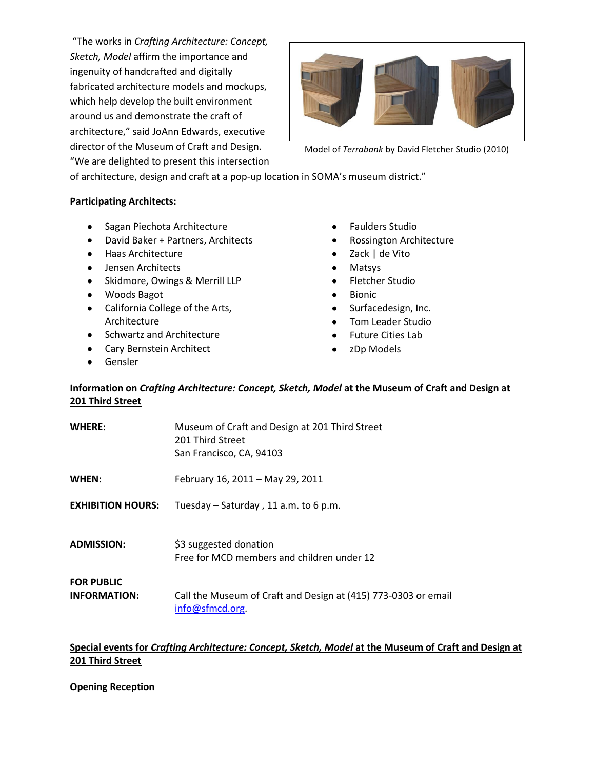"The works in *Crafting Architecture: Concept, Sketch, Model* affirm the importance and ingenuity of handcrafted and digitally fabricated architecture models and mockups, which help develop the built environment around us and demonstrate the craft of architecture," said JoAnn Edwards, executive director of the Museum of Craft and Design. "We are delighted to present this intersection of architecture, design and craft at a pop-up location in SOMA's museum district."

Model of *Terrabank* by David Fletcher Studio (2010)

**Participating Architects:**

- Sagan Piechota Architecture
- David Baker + Partners, Architects
- Haas Architecture
- Jensen Architects
- Skidmore, Owings & Merrill LLP
- Woods Bagot
- California College of the Arts, Architecture
- Schwartz and Architecture
- Cary Bernstein Architect
- Gensler
- Faulders Studio
- Rossington Architecture
- Zack | de Vito
- Matsys
- Fletcher Studio
- Bionic
- Surfacedesign, Inc.
- Tom Leader Studio
- Future Cities Lab
- zDp Models

**Information on *Crafting Architecture: Concept, Sketch, Model* at the Museum of Craft and Design at 201 Third Street**

**WHERE:** Museum of Craft and Design at 201 Third Street
201 Third Street
San Francisco, CA, 94103

**WHEN:** February 16, 2011 – May 29, 2011

**EXHIBITION HOURS:** Tuesday – Saturday , 11 a.m. to 6 p.m.

**ADMISSION:** $3 suggested donation
Free for MCD members and children under 12

**FOR PUBLIC INFORMATION:** Call the Museum of Craft and Design at (415) 773-0303 or email info@sfmcd.org.

**Special events for *Crafting Architecture: Concept, Sketch, Model* at the Museum of Craft and Design at 201 Third Street**

**Opening Reception**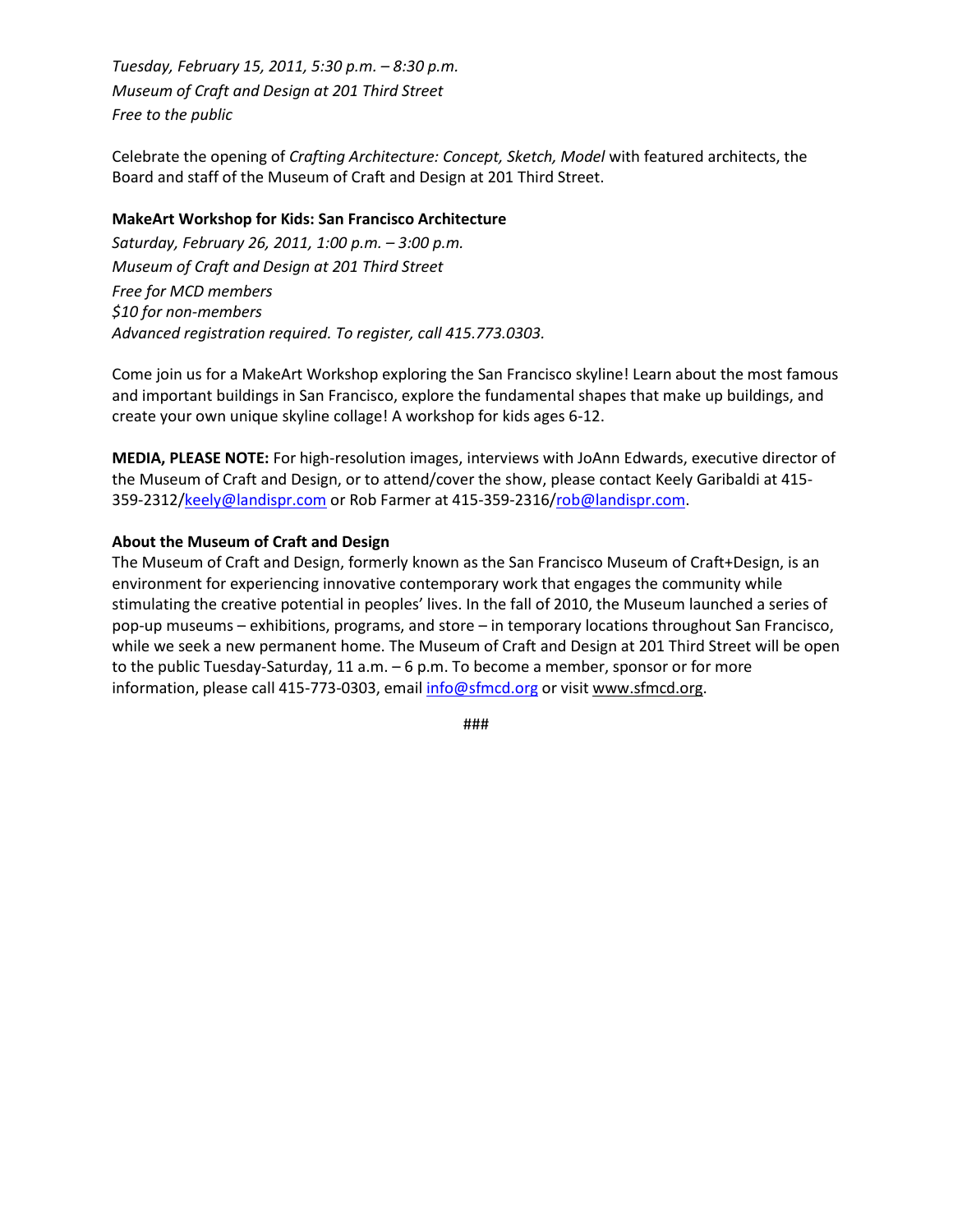*Tuesday, February 15, 2011, 5:30 p.m. – 8:30 p.m.*
*Museum of Craft and Design at 201 Third Street*
*Free to the public*

Celebrate the opening of *Crafting Architecture: Concept, Sketch, Model* with featured architects, the Board and staff of the Museum of Craft and Design at 201 Third Street.

**MakeArt Workshop for Kids: San Francisco Architecture**
*Saturday, February 26, 2011, 1:00 p.m. – 3:00 p.m.*
*Museum of Craft and Design at 201 Third Street*
*Free for MCD members*
*$10 for non-members*
*Advanced registration required. To register, call 415.773.0303.*

Come join us for a MakeArt Workshop exploring the San Francisco skyline! Learn about the most famous and important buildings in San Francisco, explore the fundamental shapes that make up buildings, and create your own unique skyline collage! A workshop for kids ages 6-12.

**MEDIA, PLEASE NOTE:** For high-resolution images, interviews with JoAnn Edwards, executive director of the Museum of Craft and Design, or to attend/cover the show, please contact Keely Garibaldi at 415-359-2312/keely@landispr.com or Rob Farmer at 415-359-2316/rob@landispr.com.

**About the Museum of Craft and Design**
The Museum of Craft and Design, formerly known as the San Francisco Museum of Craft+Design, is an environment for experiencing innovative contemporary work that engages the community while stimulating the creative potential in peoples' lives. In the fall of 2010, the Museum launched a series of pop-up museums – exhibitions, programs, and store – in temporary locations throughout San Francisco, while we seek a new permanent home. The Museum of Craft and Design at 201 Third Street will be open to the public Tuesday-Saturday, 11 a.m. – 6 p.m. To become a member, sponsor or for more information, please call 415-773-0303, email info@sfmcd.org or visit www.sfmcd.org.

###